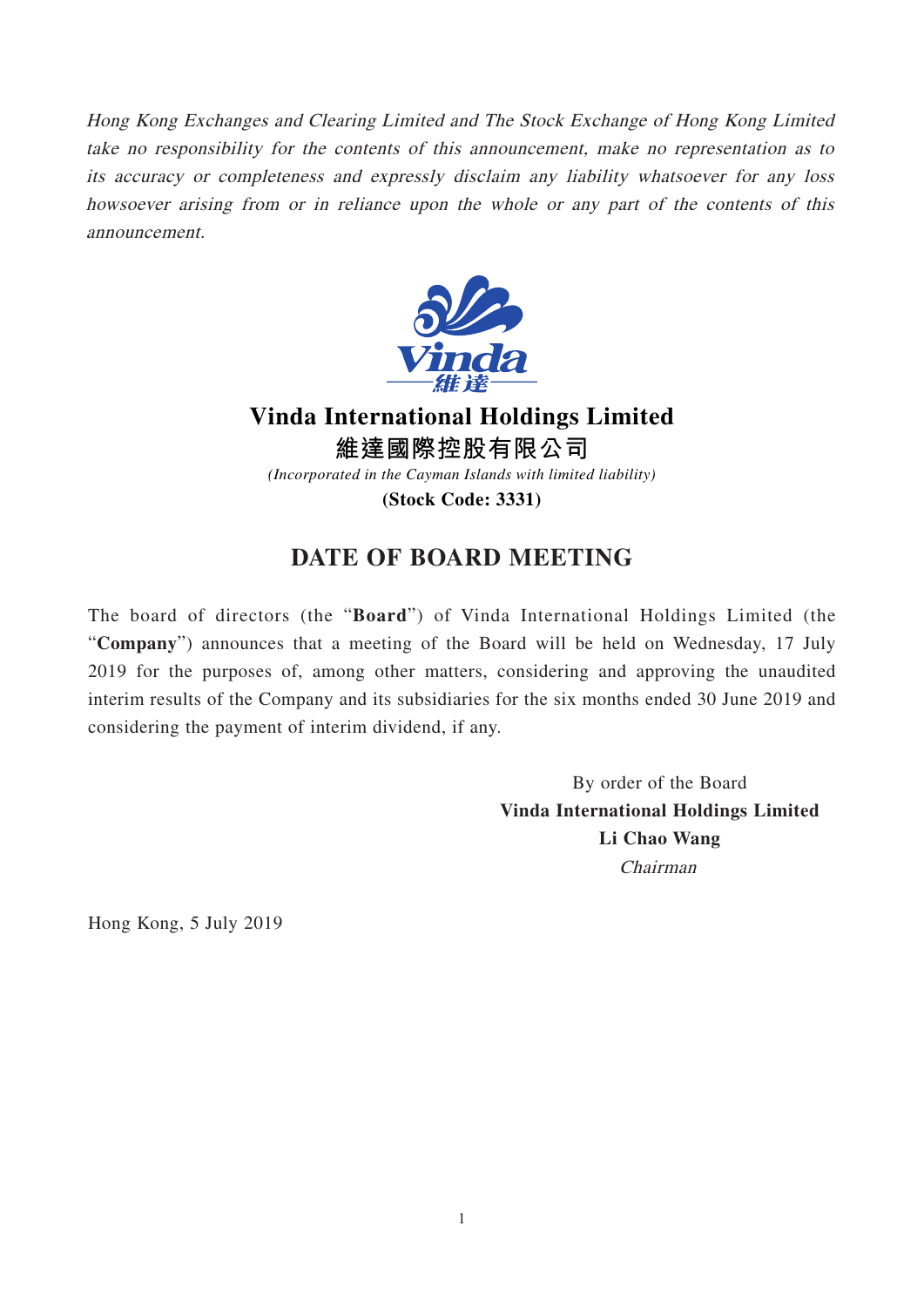*Hong Kong Exchanges and Clearing Limited and The Stock Exchange of Hong Kong Limited take no responsibility for the contents of this announcement, make no representation as to its accuracy or completeness and expressly disclaim any liability whatsoever for any loss howsoever arising from or in reliance upon the whole or any part of the contents of this announcement.*

# Vinda International Holdings Limited

# 維達國際控股有限公司

*(Incorporated in the Cayman Islands with limited liability)*

**(Stock Code: 3331)**

## DATE OF BOARD MEETING

The board of directors (the "**Board**") of Vinda International Holdings Limited (the "**Company**") announces that a meeting of the Board will be held on Wednesday, 17 July 2019 for the purposes of, among other matters, considering and approving the unaudited interim results of the Company and its subsidiaries for the six months ended 30 June 2019 and considering the payment of interim dividend, if any.

By order of the Board
**Vinda International Holdings Limited**
**Li Chao Wang**
*Chairman*

Hong Kong, 5 July 2019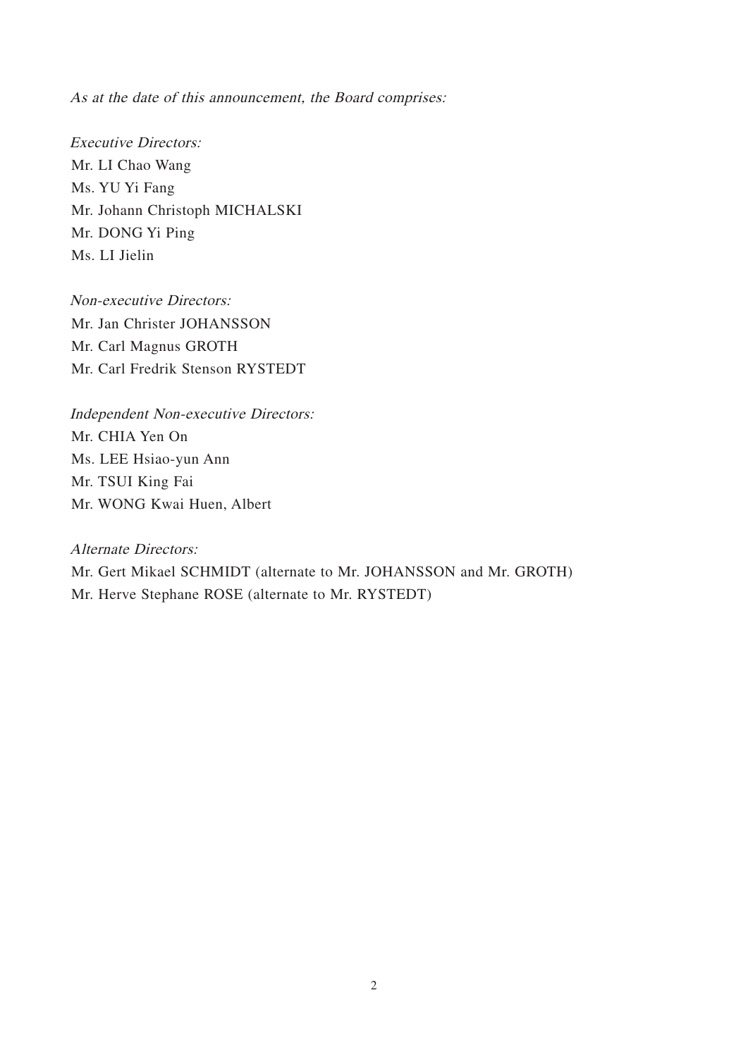*As at the date of this announcement, the Board comprises:*

*Executive Directors:*
Mr. LI Chao Wang
Ms. YU Yi Fang
Mr. Johann Christoph MICHALSKI
Mr. DONG Yi Ping
Ms. LI Jielin

*Non-executive Directors:*
Mr. Jan Christer JOHANSSON
Mr. Carl Magnus GROTH
Mr. Carl Fredrik Stenson RYSTEDT

*Independent Non-executive Directors:*
Mr. CHIA Yen On
Ms. LEE Hsiao-yun Ann
Mr. TSUI King Fai
Mr. WONG Kwai Huen, Albert

*Alternate Directors:*
Mr. Gert Mikael SCHMIDT (alternate to Mr. JOHANSSON and Mr. GROTH)
Mr. Herve Stephane ROSE (alternate to Mr. RYSTEDT)